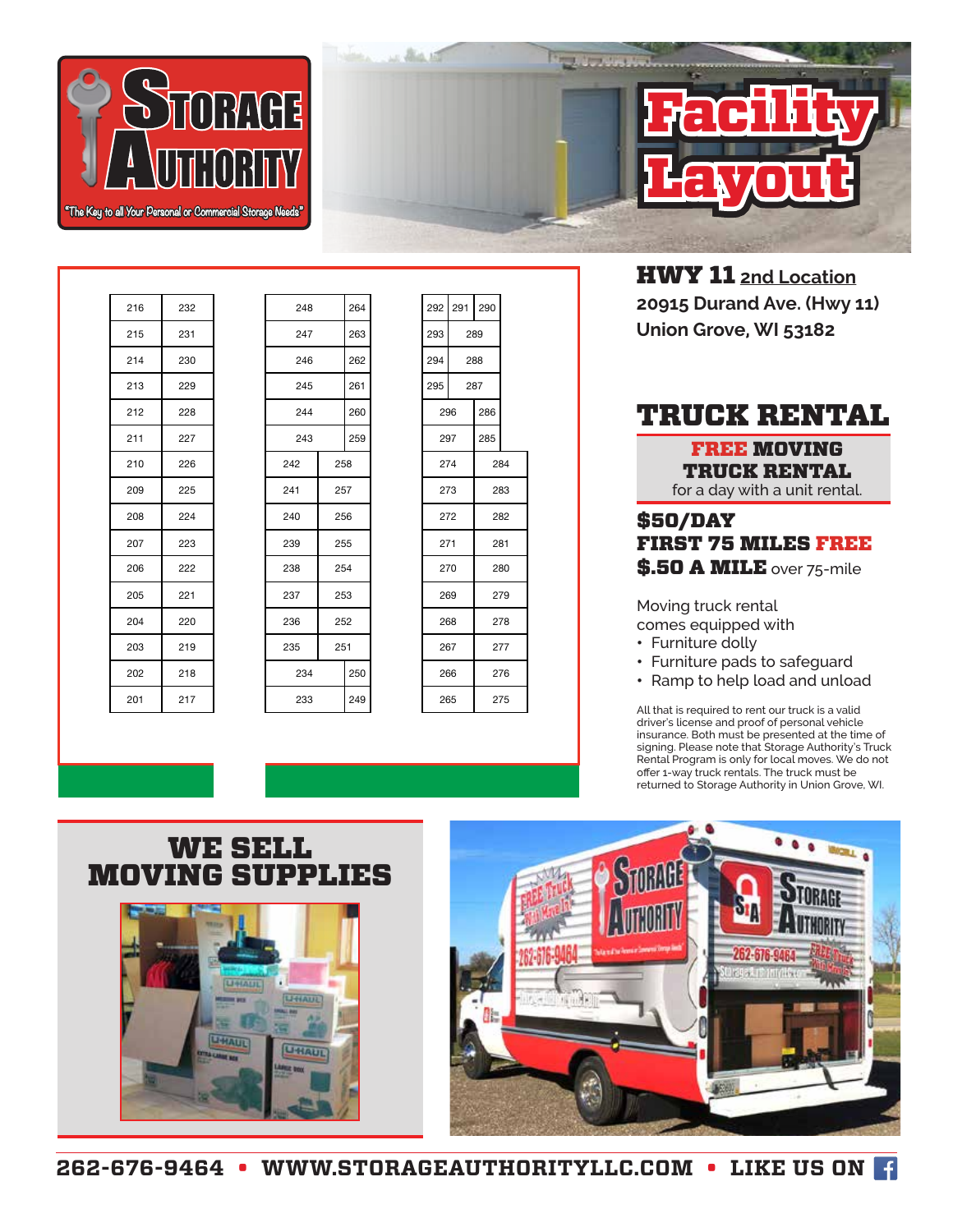# STORAGE AUTHORITY

"The Key to all Your Personal or Commercial Storage Needs"

# Facility Layout

| 216 | 232 |
|---|---|
| 215 | 231 |
| 214 | 230 |
| 213 | 229 |
| 212 | 228 |
| 211 | 227 |
| 210 | 226 |
| 209 | 225 |
| 208 | 224 |
| 207 | 223 |
| 206 | 222 |
| 205 | 221 |
| 204 | 220 |
| 203 | 219 |
| 202 | 218 |
| 201 | 217 |

| 248 | 264 |
|---|---|
| 247 | 263 |
| 246 | 262 |
| 245 | 261 |
| 244 | 260 |
| 243 | 259 |
| 242 | 258 |
| 241 | 257 |
| 240 | 256 |
| 239 | 255 |
| 238 | 254 |
| 237 | 253 |
| 236 | 252 |
| 235 | 251 |
| 234 | 250 |
| 233 | 249 |

| | | |
|---|---|---|
| 292 | 291 | 290 |
| 293 | 289 | |
| 294 | 288 | |
| 295 | 287 | |
| 296 | 286 | |
| 297 | 285 | |
| 274 | 284 | |
| 273 | 283 | |
| 272 | 282 | |
| 271 | 281 | |
| 270 | 280 | |
| 269 | 279 | |
| 268 | 278 | |
| 267 | 277 | |
| 266 | 276 | |
| 265 | 275 | |

**HWY 11** 2nd Location
**20915 Durand Ave. (Hwy 11)**
**Union Grove, WI 53182**

## TRUCK RENTAL

**FREE MOVING TRUCK RENTAL**
for a day with a unit rental.

**$50/DAY**
**FIRST 75 MILES FREE**
**$.50 A MILE** over 75-mile

Moving truck rental comes equipped with
- Furniture dolly
- Furniture pads to safeguard
- Ramp to help load and unload

All that is required to rent our truck is a valid driver's license and proof of personal vehicle insurance. Both must be presented at the time of signing. Please note that Storage Authority's Truck Rental Program is only for local moves. We do not offer 1-way truck rentals. The truck must be returned to Storage Authority in Union Grove, WI.

## WE SELL MOVING SUPPLIES

262-676-9464 • WWW.STORAGEAUTHORITYLLC.COM • LIKE US ON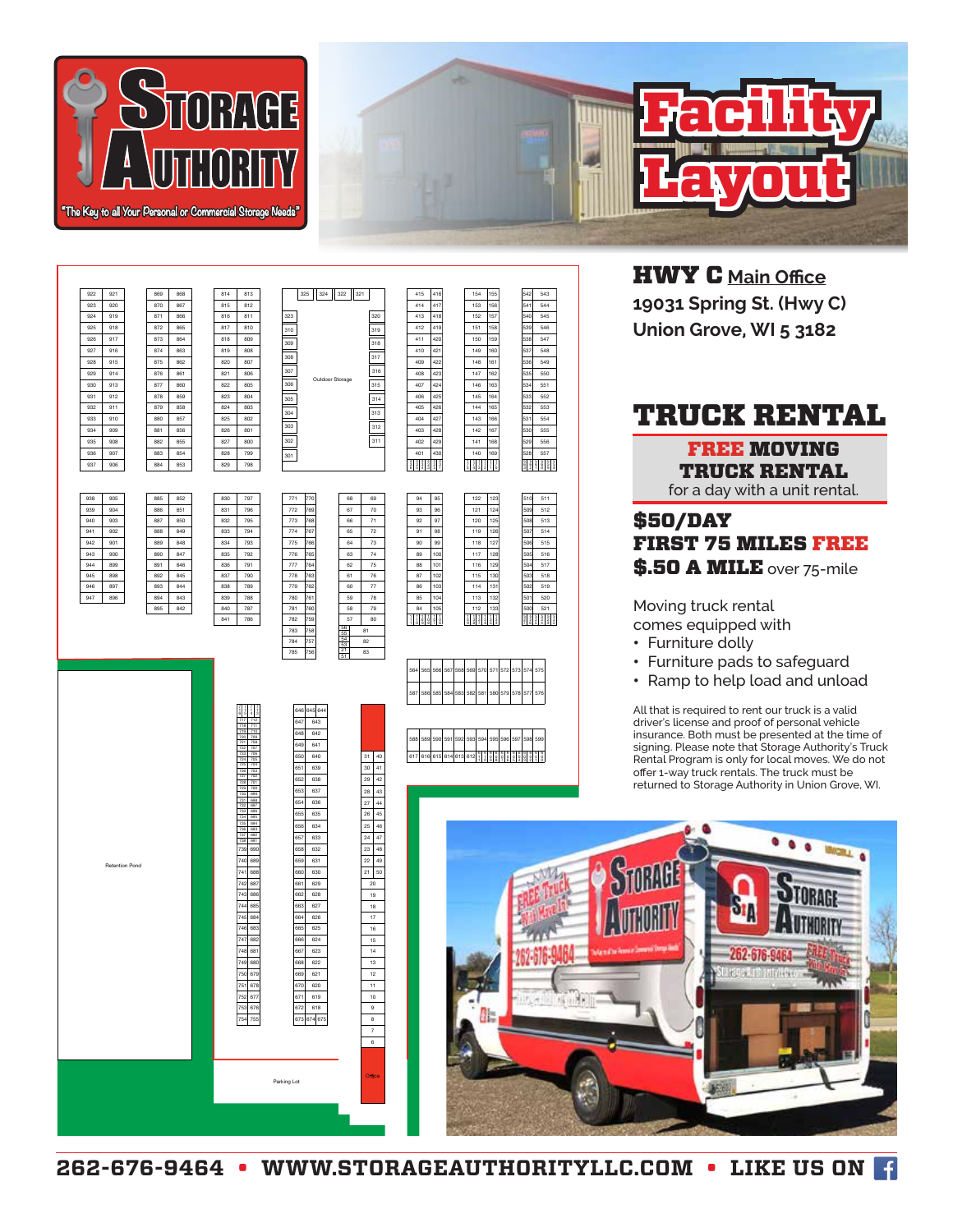# Facility Layout

**Storage Authority**

"The Key to all Your Personal or Commercial Storage Needs"

## HWY C Main Office

**19031 Spring St. (Hwy C)**
**Union Grove, WI 5 3182**

## TRUCK RENTAL

**FREE MOVING TRUCK RENTAL**
for a day with a unit rental.

**$50/DAY**
**FIRST 75 MILES FREE**
**$.50 A MILE** over 75-mile

Moving truck rental comes equipped with

- Furniture dolly
- Furniture pads to safeguard
- Ramp to help load and unload

All that is required to rent our truck is a valid driver's license and proof of personal vehicle insurance. Both must be presented at the time of signing. Please note that Storage Authority's Truck Rental Program is only for local moves. We do not offer 1-way truck rentals. The truck must be returned to Storage Authority in Union Grove, WI.

Outdoor Storage

Retention Pond

Parking Lot

Office

**262-676-9464 • WWW.STORAGEAUTHORITYLLC.COM • LIKE US ON**